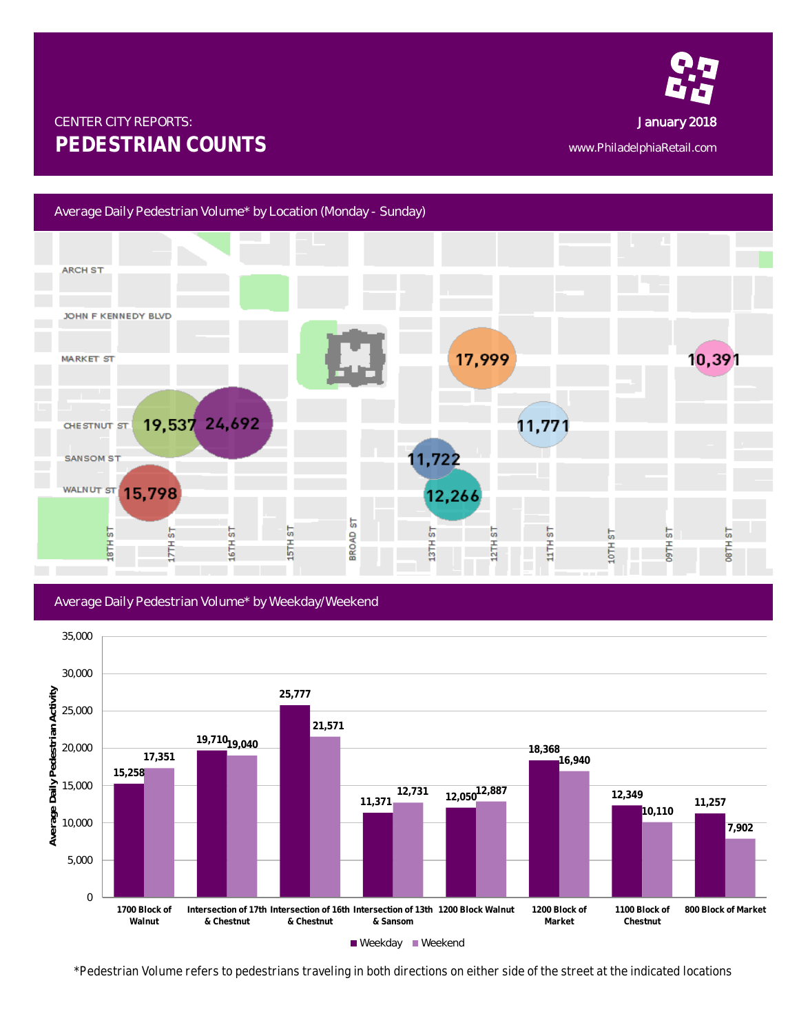CENTER CITY REPORTS:

# PEDESTRIAN COUNTS

January 2018

www.PhiladelphiaRetail.com

## Average Daily Pedestrian Volume* by Location (Monday - Sunday)

ARCH ST
JOHN F KENNEDY BLVD
MARKET ST
CHESTNUT ST
SANSOM ST
WALNUT ST

18TH ST
17TH ST
16TH ST
15TH ST
BROAD ST
13TH ST
12TH ST
11TH ST
10TH ST
09TH ST
08TH ST

17,999
10,391
19,537
24,692
11,771
11,722
15,798
12,266

## Average Daily Pedestrian Volume* by Weekday/Weekend

Average Daily Pedestrian Activity

35,000
30,000
25,000
20,000
15,000
10,000
5,000
0

1700 Block of Walnut: 15,258 / 17,351
Intersection of 17th & Chestnut: 19,710 / 19,040
Intersection of 16th & Chestnut: 25,777 / 21,571
Intersection of 13th & Sansom: 11,371 / 12,731
1200 Block Walnut: 12,050 / 12,887
1200 Block of Market: 18,368 / 16,940
1100 Block of Chestnut: 12,349 / 10,110
800 Block of Market: 11,257 / 7,902

Weekday
Weekend

*Pedestrian Volume refers to pedestrians traveling in both directions on either side of the street at the indicated locations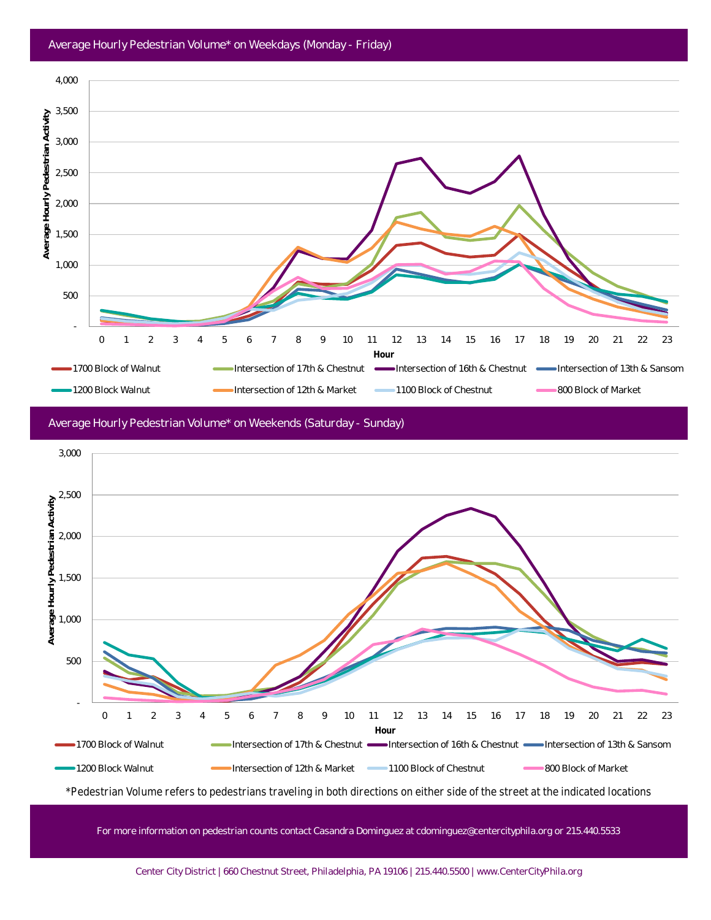## Average Hourly Pedestrian Volume* on Weekdays (Monday - Friday)

Average Hourly Pedestrian Activity

4,000
3,500
3,000
2,500
2,000
1,500
1,000
500
-

0 1 2 3 4 5 6 7 8 9 10 11 12 13 14 15 16 17 18 19 20 21 22 23

Hour

1700 Block of Walnut
Intersection of 17th & Chestnut
Intersection of 16th & Chestnut
Intersection of 13th & Sansom
1200 Block Walnut
Intersection of 12th & Market
1100 Block of Chestnut
800 Block of Market

## Average Hourly Pedestrian Volume* on Weekends (Saturday - Sunday)

Average Hourly Pedestrian Activity

3,000
2,500
2,000
1,500
1,000
500
-

0 1 2 3 4 5 6 7 8 9 10 11 12 13 14 15 16 17 18 19 20 21 22 23

Hour

1700 Block of Walnut
Intersection of 17th & Chestnut
Intersection of 16th & Chestnut
Intersection of 13th & Sansom
1200 Block Walnut
Intersection of 12th & Market
1100 Block of Chestnut
800 Block of Market

*Pedestrian Volume refers to pedestrians traveling in both directions on either side of the street at the indicated locations

For more information on pedestrian counts contact Casandra Dominguez at cdominguez@centercityphila.org or 215.440.5533

Center City District | 660 Chestnut Street, Philadelphia, PA 19106 | 215.440.5500 | www.CenterCityPhila.org